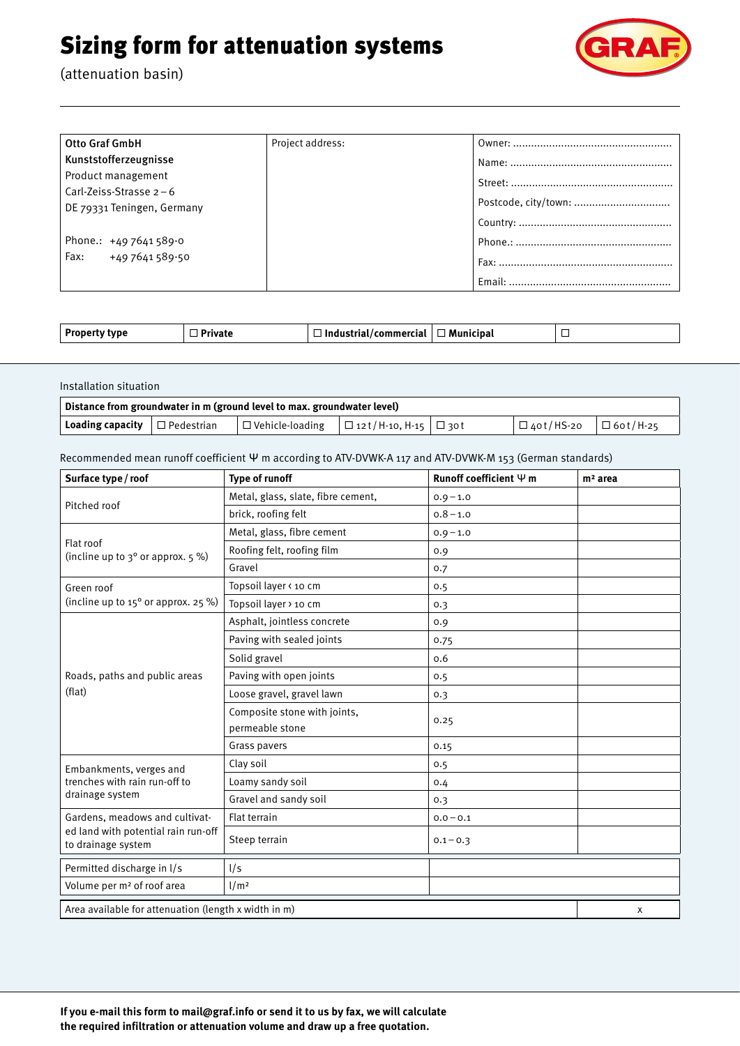# Sizing form for attenuation systems

(attenuation basin)

| Otto Graf GmbH<br>Kunststofferzeugnisse<br>Product management<br>Carl-Zeiss-Strasse 2 – 6<br>DE 79331 Teningen, Germany<br><br>Phone.: +49 7641 589-0<br>Fax: +49 7641 589-50 | Project address: | Owner: ....................................................<br>Name: .....................................................<br>Street: .....................................................<br>Postcode, city/town: ...............................<br>Country: ..................................................<br>Phone.: ...................................................<br>Fax: .........................................................<br>Email: ..................................................... |
|---|---|---|

| **Property type** | ☐ **Private** | ☐ **Industrial/commercial** | ☐ **Municipal** | ☐ |
|---|---|---|---|---|

Installation situation

| **Distance from groundwater in m (ground level to max. groundwater level)** | | | | | | |
|---|---|---|---|---|---|---|
| **Loading capacity** | ☐ Pedestrian | ☐ Vehicle-loading | ☐ 12 t / H-10, H-15 | ☐ 30 t | ☐ 40 t / HS-20 | ☐ 60 t / H-25 |

Recommended mean runoff coefficient Ψ m according to ATV-DVWK-A 117 and ATV-DVWK-M 153 (German standards)

| **Surface type / roof** | **Type of runoff** | **Runoff coefficient Ψ m** | **m² area** |
|---|---|---|---|
| Pitched roof | Metal, glass, slate, fibre cement, | 0.9 – 1.0 | |
| | brick, roofing felt | 0.8 – 1.0 | |
| Flat roof (incline up to 3° or approx. 5 %) | Metal, glass, fibre cement | 0.9 – 1.0 | |
| | Roofing felt, roofing film | 0.9 | |
| | Gravel | 0.7 | |
| Green roof (incline up to 15° or approx. 25 %) | Topsoil layer < 10 cm | 0.5 | |
| | Topsoil layer > 10 cm | 0.3 | |
| Roads, paths and public areas (flat) | Asphalt, jointless concrete | 0.9 | |
| | Paving with sealed joints | 0.75 | |
| | Solid gravel | 0.6 | |
| | Paving with open joints | 0.5 | |
| | Loose gravel, gravel lawn | 0.3 | |
| | Composite stone with joints, permeable stone | 0.25 | |
| | Grass pavers | 0.15 | |
| Embankments, verges and trenches with rain run-off to drainage system | Clay soil | 0.5 | |
| | Loamy sandy soil | 0.4 | |
| | Gravel and sandy soil | 0.3 | |
| Gardens, meadows and cultivated land with potential rain run-off to drainage system | Flat terrain | 0.0 – 0.1 | |
| | Steep terrain | 0.1 – 0.3 | |

| Permitted discharge in l/s | l/s | |
|---|---|---|
| Volume per m² of roof area | l/m² | |

| Area available for attenuation (length x width in m) | x |
|---|---|

**If you e-mail this form to mail@graf.info or send it to us by fax, we will calculate the required infiltration or attenuation volume and draw up a free quotation.**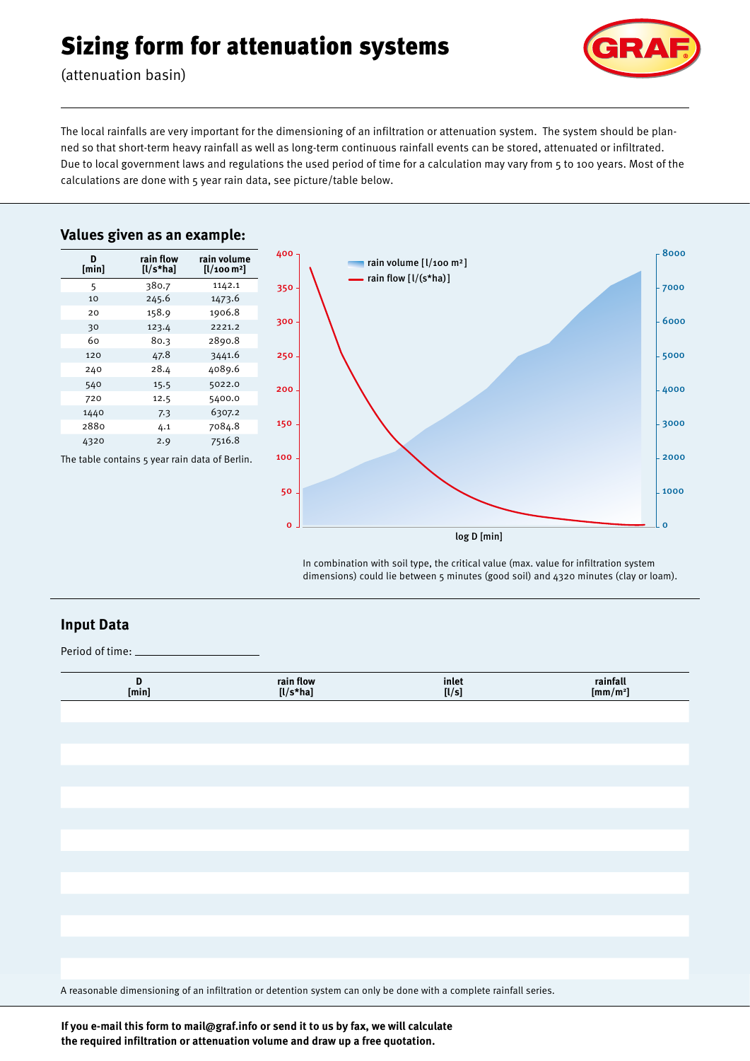# Sizing form for attenuation systems

(attenuation basin)

The local rainfalls are very important for the dimensioning of an infiltration or attenuation system. The system should be planned so that short-term heavy rainfall as well as long-term continuous rainfall events can be stored, attenuated or infiltrated. Due to local government laws and regulations the used period of time for a calculation may vary from 5 to 100 years. Most of the calculations are done with 5 year rain data, see picture/table below.

## Values given as an example:

| D [min] | rain flow [l/s*ha] | rain volume [l/100 m²] |
|---|---|---|
| 5 | 380.7 | 1142.1 |
| 10 | 245.6 | 1473.6 |
| 20 | 158.9 | 1906.8 |
| 30 | 123.4 | 2221.2 |
| 60 | 80.3 | 2890.8 |
| 120 | 47.8 | 3441.6 |
| 240 | 28.4 | 4089.6 |
| 540 | 15.5 | 5022.0 |
| 720 | 12.5 | 5400.0 |
| 1440 | 7.3 | 6307.2 |
| 2880 | 4.1 | 7084.8 |
| 4320 | 2.9 | 7516.8 |

The table contains 5 year rain data of Berlin.

rain volume [l/100 m²]
rain flow [l/(s*ha)]
400
350
300
250
200
150
100
50
0
8000
7000
6000
5000
4000
3000
2000
1000
0
log D [min]

In combination with soil type, the critical value (max. value for infiltration system dimensions) could lie between 5 minutes (good soil) and 4320 minutes (clay or loam).

## Input Data

Period of time: ____________________

| D [min] | rain flow [l/s*ha] | inlet [l/s] | rainfall [mm/m²] |
|---|---|---|---|
| | | | |
| | | | |
| | | | |
| | | | |
| | | | |
| | | | |
| | | | |
| | | | |
| | | | |
| | | | |
| | | | |
| | | | |
| | | | |

A reasonable dimensioning of an infiltration or detention system can only be done with a complete rainfall series.

**If you e-mail this form to mail@graf.info or send it to us by fax, we will calculate the required infiltration or attenuation volume and draw up a free quotation.**